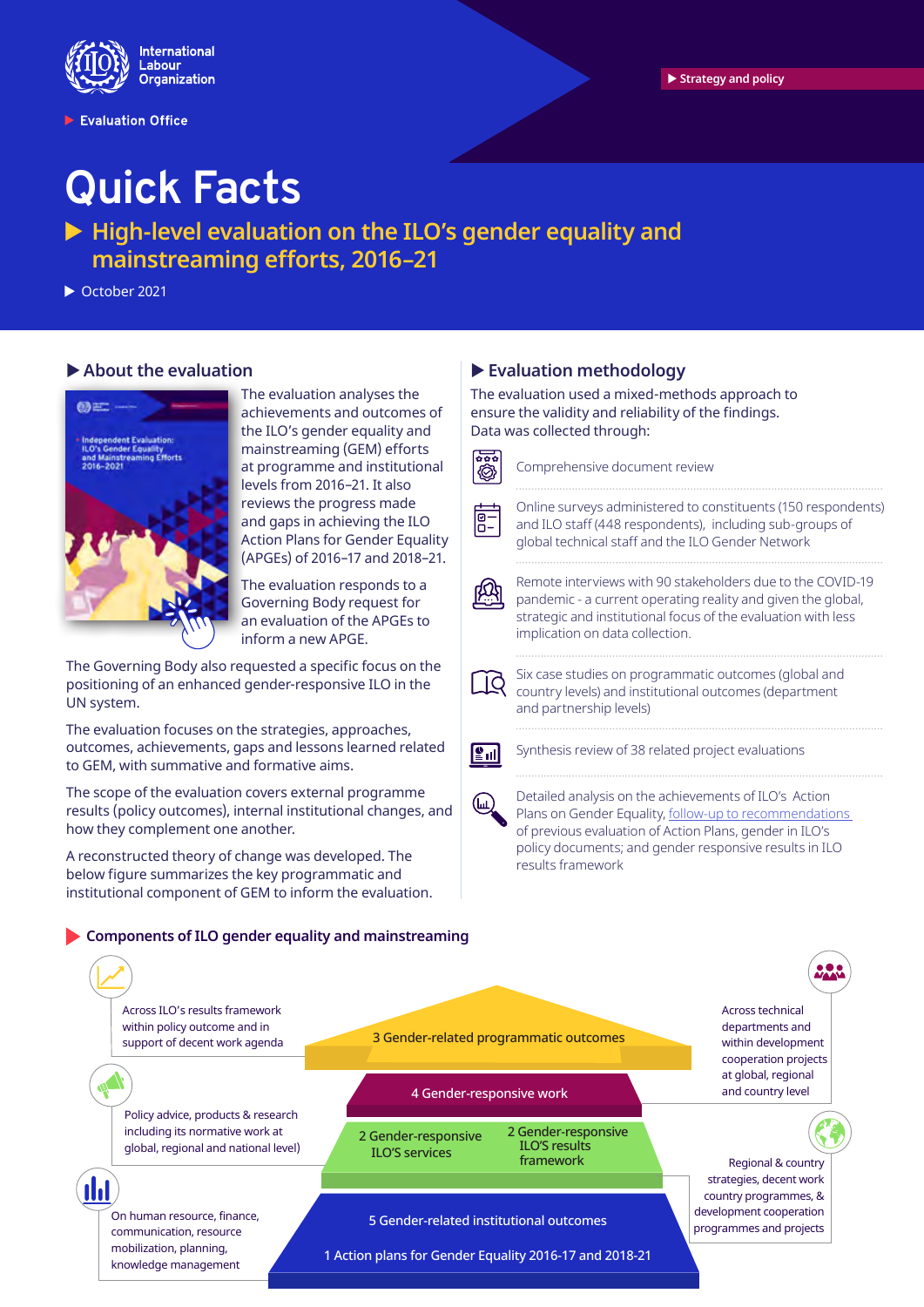International Labour Organization

Evaluation Office

Strategy and policy

# Quick Facts

## High-level evaluation on the ILO's gender equality and mainstreaming efforts, 2016–21

October 2021

### About the evaluation

The evaluation analyses the achievements and outcomes of the ILO's gender equality and mainstreaming (GEM) efforts at programme and institutional levels from 2016–21. It also reviews the progress made and gaps in achieving the ILO Action Plans for Gender Equality (APGEs) of 2016–17 and 2018–21.

The evaluation responds to a Governing Body request for an evaluation of the APGEs to inform a new APGE.

The Governing Body also requested a specific focus on the positioning of an enhanced gender-responsive ILO in the UN system.

The evaluation focuses on the strategies, approaches, outcomes, achievements, gaps and lessons learned related to GEM, with summative and formative aims.

The scope of the evaluation covers external programme results (policy outcomes), internal institutional changes, and how they complement one another.

A reconstructed theory of change was developed. The below figure summarizes the key programmatic and institutional component of GEM to inform the evaluation.

### Evaluation methodology

The evaluation used a mixed-methods approach to ensure the validity and reliability of the findings. Data was collected through:

- Comprehensive document review
- Online surveys administered to constituents (150 respondents) and ILO staff (448 respondents), including sub-groups of global technical staff and the ILO Gender Network
- Remote interviews with 90 stakeholders due to the COVID-19 pandemic - a current operating reality and given the global, strategic and institutional focus of the evaluation with less implication on data collection.
- Six case studies on programmatic outcomes (global and country levels) and institutional outcomes (department and partnership levels)
- Synthesis review of 38 related project evaluations
- Detailed analysis on the achievements of ILO's Action Plans on Gender Equality, follow-up to recommendations of previous evaluation of Action Plans, gender in ILO's policy documents; and gender responsive results in ILO results framework

### Components of ILO gender equality and mainstreaming

- 3 Gender-related programmatic outcomes
- 4 Gender-responsive work
- 2 Gender-responsive ILO'S services
- 2 Gender-responsive ILO'S results framework
- 5 Gender-related institutional outcomes
- 1 Action plans for Gender Equality 2016-17 and 2018-21

Across ILO's results framework within policy outcome and in support of decent work agenda

Policy advice, products & research including its normative work at global, regional and national level)

On human resource, finance, communication, resource mobilization, planning, knowledge management

Across technical departments and within development cooperation projects at global, regional and country level

Regional & country strategies, decent work country programmes, & development cooperation programmes and projects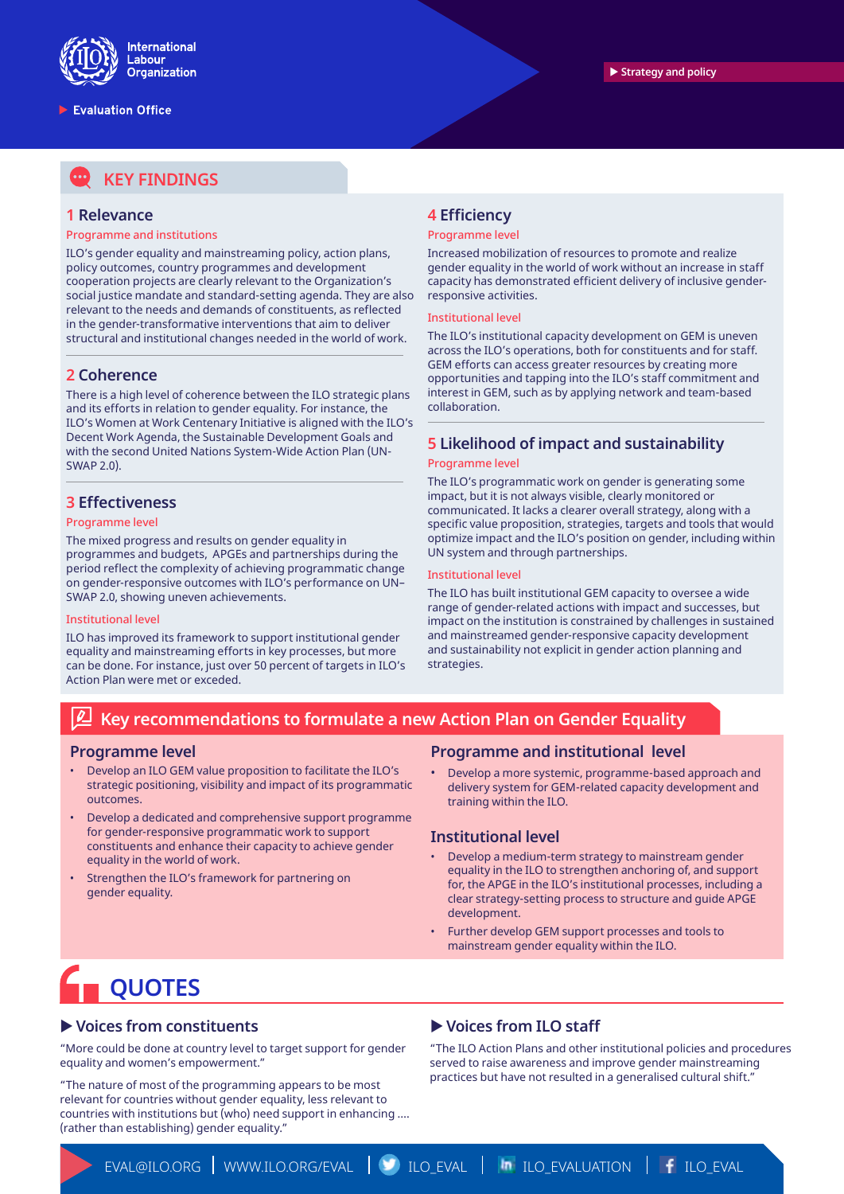## KEY FINDINGS

### 1 Relevance

Programme and institutions

ILO's gender equality and mainstreaming policy, action plans, policy outcomes, country programmes and development cooperation projects are clearly relevant to the Organization's social justice mandate and standard-setting agenda. They are also relevant to the needs and demands of constituents, as reflected in the gender-transformative interventions that aim to deliver structural and institutional changes needed in the world of work.

### 2 Coherence

There is a high level of coherence between the ILO strategic plans and its efforts in relation to gender equality. For instance, the ILO's Women at Work Centenary Initiative is aligned with the ILO's Decent Work Agenda, the Sustainable Development Goals and with the second United Nations System-Wide Action Plan (UN-SWAP 2.0).

### 3 Effectiveness

Programme level

The mixed progress and results on gender equality in programmes and budgets, APGEs and partnerships during the period reflect the complexity of achieving programmatic change on gender-responsive outcomes with ILO's performance on UN–SWAP 2.0, showing uneven achievements.

Institutional level

ILO has improved its framework to support institutional gender equality and mainstreaming efforts in key processes, but more can be done. For instance, just over 50 percent of targets in ILO's Action Plan were met or exceeded.

### 4 Efficiency

Programme level

Increased mobilization of resources to promote and realize gender equality in the world of work without an increase in staff capacity has demonstrated efficient delivery of inclusive gender-responsive activities.

Institutional level

The ILO's institutional capacity development on GEM is uneven across the ILO's operations, both for constituents and for staff. GEM efforts can access greater resources by creating more opportunities and tapping into the ILO's staff commitment and interest in GEM, such as by applying network and team-based collaboration.

### 5 Likelihood of impact and sustainability

Programme level

The ILO's programmatic work on gender is generating some impact, but it is not always visible, clearly monitored or communicated. It lacks a clearer overall strategy, along with a specific value proposition, strategies, targets and tools that would optimize impact and the ILO's position on gender, including within UN system and through partnerships.

Institutional level

The ILO has built institutional GEM capacity to oversee a wide range of gender-related actions with impact and successes, but impact on the institution is constrained by challenges in sustained and mainstreamed gender-responsive capacity development and sustainability not explicit in gender action planning and strategies.

## Key recommendations to formulate a new Action Plan on Gender Equality

### Programme level

- Develop an ILO GEM value proposition to facilitate the ILO's strategic positioning, visibility and impact of its programmatic outcomes.
- Develop a dedicated and comprehensive support programme for gender-responsive programmatic work to support constituents and enhance their capacity to achieve gender equality in the world of work.
- Strengthen the ILO's framework for partnering on gender equality.

### Programme and institutional level

- Develop a more systemic, programme-based approach and delivery system for GEM-related capacity development and training within the ILO.

### Institutional level

- Develop a medium-term strategy to mainstream gender equality in the ILO to strengthen anchoring of, and support for, the APGE in the ILO's institutional processes, including a clear strategy-setting process to structure and guide APGE development.
- Further develop GEM support processes and tools to mainstream gender equality within the ILO.

## QUOTES

### Voices from constituents

"More could be done at country level to target support for gender equality and women's empowerment."

"The nature of most of the programming appears to be most relevant for countries without gender equality, less relevant to countries with institutions but (who) need support in enhancing .... (rather than establishing) gender equality."

### Voices from ILO staff

"The ILO Action Plans and other institutional policies and procedures served to raise awareness and improve gender mainstreaming practices but have not resulted in a generalised cultural shift."

EVAL@ILO.ORG | WWW.ILO.ORG/EVAL | ILO_EVAL | ILO_EVALUATION | ILO_EVAL